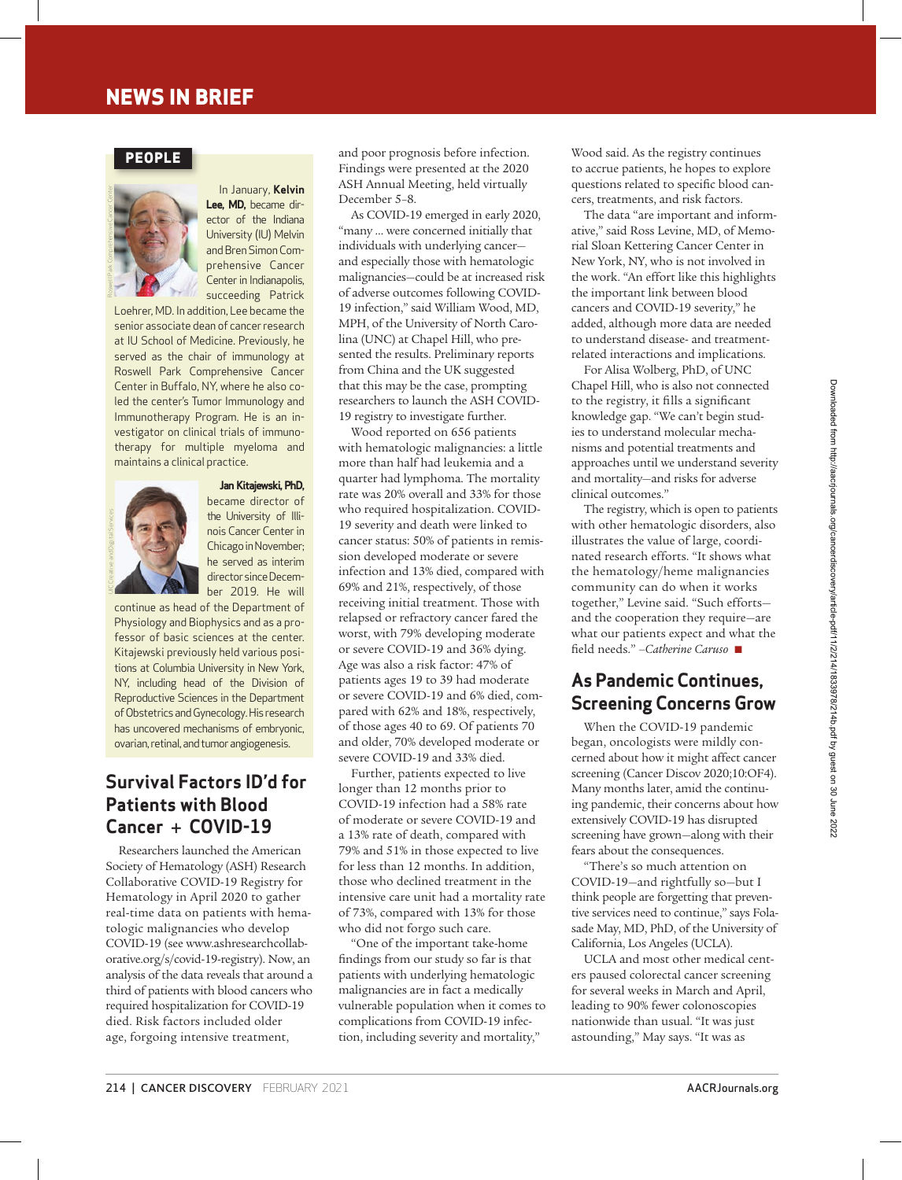# NEWS IN BRIEF

## PEOPLE

In January, **Kelvin Lee, MD,** became director of the Indiana University (IU) Melvin and Bren Simon Comprehensive Cancer Center in Indianapolis, succeeding Patrick Loehrer, MD. In addition, Lee became the senior associate dean of cancer research at IU School of Medicine. Previously, he served as the chair of immunology at Roswell Park Comprehensive Cancer Center in Buffalo, NY, where he also co-led the center's Tumor Immunology and Immunotherapy Program. He is an investigator on clinical trials of immunotherapy for multiple myeloma and maintains a clinical practice.

**Jan Kitajewski, PhD,** became director of the University of Illinois Cancer Center in Chicago in November; he served as interim director since December 2019. He will continue as head of the Department of Physiology and Biophysics and as a professor of basic sciences at the center. Kitajewski previously held various positions at Columbia University in New York, NY, including head of the Division of Reproductive Sciences in the Department of Obstetrics and Gynecology. His research has uncovered mechanisms of embryonic, ovarian, retinal, and tumor angiogenesis.

## Survival Factors ID'd for Patients with Blood Cancer + COVID-19

Researchers launched the American Society of Hematology (ASH) Research Collaborative COVID-19 Registry for Hematology in April 2020 to gather real-time data on patients with hematologic malignancies who develop COVID-19 (see www.ashresearchcollaborative.org/s/covid-19-registry). Now, an analysis of the data reveals that around a third of patients with blood cancers who required hospitalization for COVID-19 died. Risk factors included older age, forgoing intensive treatment, and poor prognosis before infection. Findings were presented at the 2020 ASH Annual Meeting, held virtually December 5–8.

As COVID-19 emerged in early 2020, "many ... were concerned initially that individuals with underlying cancer—and especially those with hematologic malignancies—could be at increased risk of adverse outcomes following COVID-19 infection," said William Wood, MD, MPH, of the University of North Carolina (UNC) at Chapel Hill, who presented the results. Preliminary reports from China and the UK suggested that this may be the case, prompting researchers to launch the ASH COVID-19 registry to investigate further.

Wood reported on 656 patients with hematologic malignancies: a little more than half had leukemia and a quarter had lymphoma. The mortality rate was 20% overall and 33% for those who required hospitalization. COVID-19 severity and death were linked to cancer status: 50% of patients in remission developed moderate or severe infection and 13% died, compared with 69% and 21%, respectively, of those receiving initial treatment. Those with relapsed or refractory cancer fared the worst, with 79% developing moderate or severe COVID-19 and 36% dying. Age was also a risk factor: 47% of patients ages 19 to 39 had moderate or severe COVID-19 and 6% died, compared with 62% and 18%, respectively, of those ages 40 to 69. Of patients 70 and older, 70% developed moderate or severe COVID-19 and 33% died.

Further, patients expected to live longer than 12 months prior to COVID-19 infection had a 58% rate of moderate or severe COVID-19 and a 13% rate of death, compared with 79% and 51% in those expected to live for less than 12 months. In addition, those who declined treatment in the intensive care unit had a mortality rate of 73%, compared with 13% for those who did not forgo such care.

"One of the important take-home findings from our study so far is that patients with underlying hematologic malignancies are in fact a medically vulnerable population when it comes to complications from COVID-19 infection, including severity and mortality," Wood said. As the registry continues to accrue patients, he hopes to explore questions related to specific blood cancers, treatments, and risk factors.

The data "are important and informative," said Ross Levine, MD, of Memorial Sloan Kettering Cancer Center in New York, NY, who is not involved in the work. "An effort like this highlights the important link between blood cancers and COVID-19 severity," he added, although more data are needed to understand disease- and treatment-related interactions and implications.

For Alisa Wolberg, PhD, of UNC Chapel Hill, who is also not connected to the registry, it fills a significant knowledge gap. "We can't begin studies to understand molecular mechanisms and potential treatments and approaches until we understand severity and mortality—and risks for adverse clinical outcomes."

The registry, which is open to patients with other hematologic disorders, also illustrates the value of large, coordinated research efforts. "It shows what the hematology/heme malignancies community can do when it works together," Levine said. "Such efforts—and the cooperation they require—are what our patients expect and what the field needs." *–Catherine Caruso* ■

## As Pandemic Continues, Screening Concerns Grow

When the COVID-19 pandemic began, oncologists were mildly concerned about how it might affect cancer screening (Cancer Discov 2020;10:OF4). Many months later, amid the continuing pandemic, their concerns about how extensively COVID-19 has disrupted screening have grown—along with their fears about the consequences.

"There's so much attention on COVID-19—and rightfully so—but I think people are forgetting that preventive services need to continue," says Folasade May, MD, PhD, of the University of California, Los Angeles (UCLA).

UCLA and most other medical centers paused colorectal cancer screening for several weeks in March and April, leading to 90% fewer colonoscopies nationwide than usual. "It was just astounding," May says. "It was as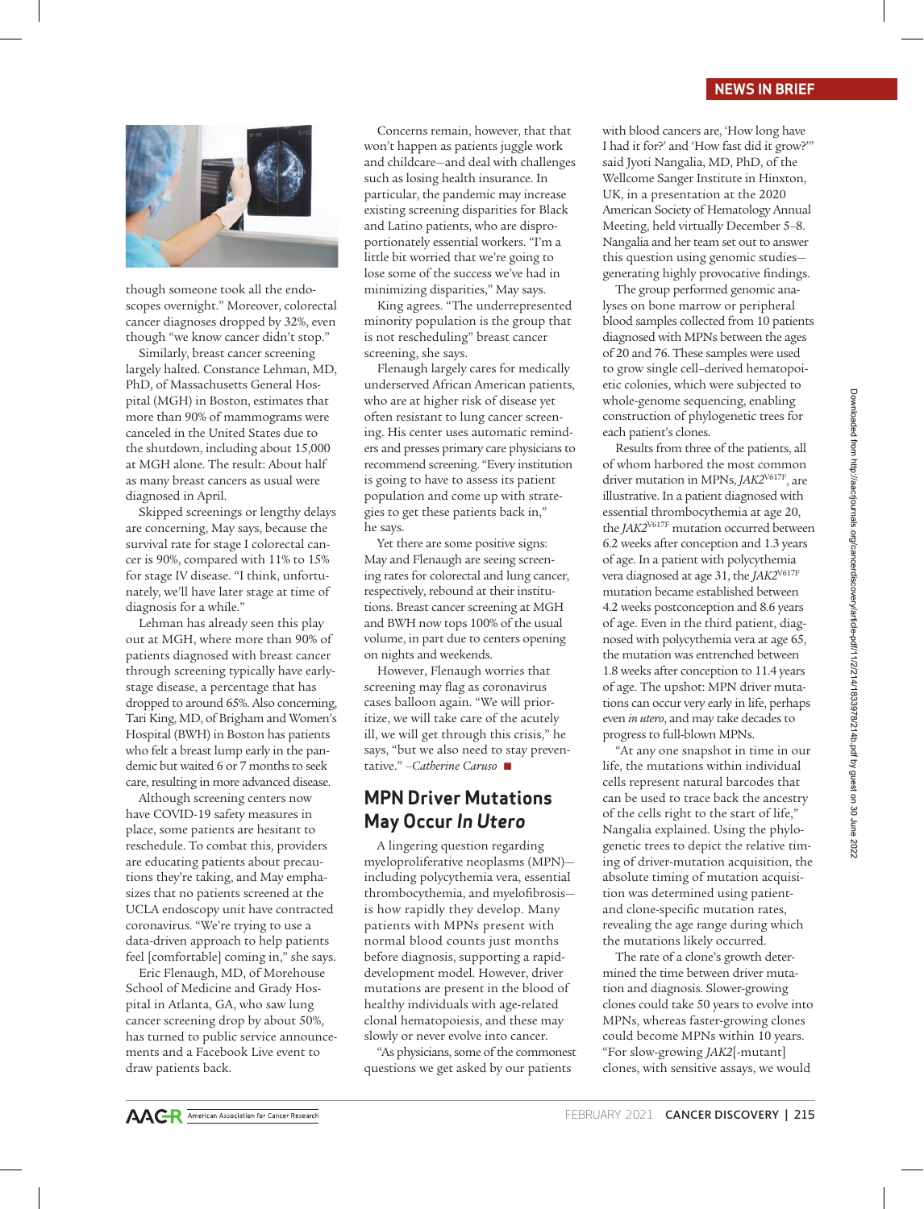though someone took all the endoscopes overnight." Moreover, colorectal cancer diagnoses dropped by 32%, even though "we know cancer didn't stop."

Similarly, breast cancer screening largely halted. Constance Lehman, MD, PhD, of Massachusetts General Hospital (MGH) in Boston, estimates that more than 90% of mammograms were canceled in the United States due to the shutdown, including about 15,000 at MGH alone. The result: About half as many breast cancers as usual were diagnosed in April.

Skipped screenings or lengthy delays are concerning, May says, because the survival rate for stage I colorectal cancer is 90%, compared with 11% to 15% for stage IV disease. "I think, unfortunately, we'll have later stage at time of diagnosis for a while."

Lehman has already seen this play out at MGH, where more than 90% of patients diagnosed with breast cancer through screening typically have early-stage disease, a percentage that has dropped to around 65%. Also concerning, Tari King, MD, of Brigham and Women's Hospital (BWH) in Boston has patients who felt a breast lump early in the pandemic but waited 6 or 7 months to seek care, resulting in more advanced disease.

Although screening centers now have COVID-19 safety measures in place, some patients are hesitant to reschedule. To combat this, providers are educating patients about precautions they're taking, and May emphasizes that no patients screened at the UCLA endoscopy unit have contracted coronavirus. "We're trying to use a data-driven approach to help patients feel [comfortable] coming in," she says.

Eric Flenaugh, MD, of Morehouse School of Medicine and Grady Hospital in Atlanta, GA, who saw lung cancer screening drop by about 50%, has turned to public service announcements and a Facebook Live event to draw patients back.

Concerns remain, however, that that won't happen as patients juggle work and childcare—and deal with challenges such as losing health insurance. In particular, the pandemic may increase existing screening disparities for Black and Latino patients, who are disproportionately essential workers. "I'm a little bit worried that we're going to lose some of the success we've had in minimizing disparities," May says.

King agrees. "The underrepresented minority population is the group that is not rescheduling" breast cancer screening, she says.

Flenaugh largely cares for medically underserved African American patients, who are at higher risk of disease yet often resistant to lung cancer screening. His center uses automatic reminders and presses primary care physicians to recommend screening. "Every institution is going to have to assess its patient population and come up with strategies to get these patients back in," he says.

Yet there are some positive signs: May and Flenaugh are seeing screening rates for colorectal and lung cancer, respectively, rebound at their institutions. Breast cancer screening at MGH and BWH now tops 100% of the usual volume, in part due to centers opening on nights and weekends.

However, Flenaugh worries that screening may flag as coronavirus cases balloon again. "We will prioritize, we will take care of the acutely ill, we will get through this crisis," he says, "but we also need to stay preventative." *–Catherine Caruso* ■

## MPN Driver Mutations May Occur *In Utero*

A lingering question regarding myeloproliferative neoplasms (MPN)—including polycythemia vera, essential thrombocythemia, and myelofibrosis—is how rapidly they develop. Many patients with MPNs present with normal blood counts just months before diagnosis, supporting a rapid-development model. However, driver mutations are present in the blood of healthy individuals with age-related clonal hematopoiesis, and these may slowly or never evolve into cancer.

"As physicians, some of the commonest questions we get asked by our patients with blood cancers are, 'How long have I had it for?' and 'How fast did it grow?'" said Jyoti Nangalia, MD, PhD, of the Wellcome Sanger Institute in Hinxton, UK, in a presentation at the 2020 American Society of Hematology Annual Meeting, held virtually December 5–8. Nangalia and her team set out to answer this question using genomic studies—generating highly provocative findings.

The group performed genomic analyses on bone marrow or peripheral blood samples collected from 10 patients diagnosed with MPNs between the ages of 20 and 76. These samples were used to grow single cell–derived hematopoietic colonies, which were subjected to whole-genome sequencing, enabling construction of phylogenetic trees for each patient's clones.

Results from three of the patients, all of whom harbored the most common driver mutation in MPNs, *JAK2*$^{V617F}$, are illustrative. In a patient diagnosed with essential thrombocythemia at age 20, the *JAK2*$^{V617F}$ mutation occurred between 6.2 weeks after conception and 1.3 years of age. In a patient with polycythemia vera diagnosed at age 31, the *JAK2*$^{V617F}$ mutation became established between 4.2 weeks postconception and 8.6 years of age. Even in the third patient, diagnosed with polycythemia vera at age 65, the mutation was entrenched between 1.8 weeks after conception to 11.4 years of age. The upshot: MPN driver mutations can occur very early in life, perhaps even *in utero*, and may take decades to progress to full-blown MPNs.

"At any one snapshot in time in our life, the mutations within individual cells represent natural barcodes that can be used to trace back the ancestry of the cells right to the start of life," Nangalia explained. Using the phylogenetic trees to depict the relative timing of driver-mutation acquisition, the absolute timing of mutation acquisition was determined using patient- and clone-specific mutation rates, revealing the age range during which the mutations likely occurred.

The rate of a clone's growth determined the time between driver mutation and diagnosis. Slower-growing clones could take 50 years to evolve into MPNs, whereas faster-growing clones could become MPNs within 10 years. "For slow-growing *JAK2*[-mutant] clones, with sensitive assays, we would